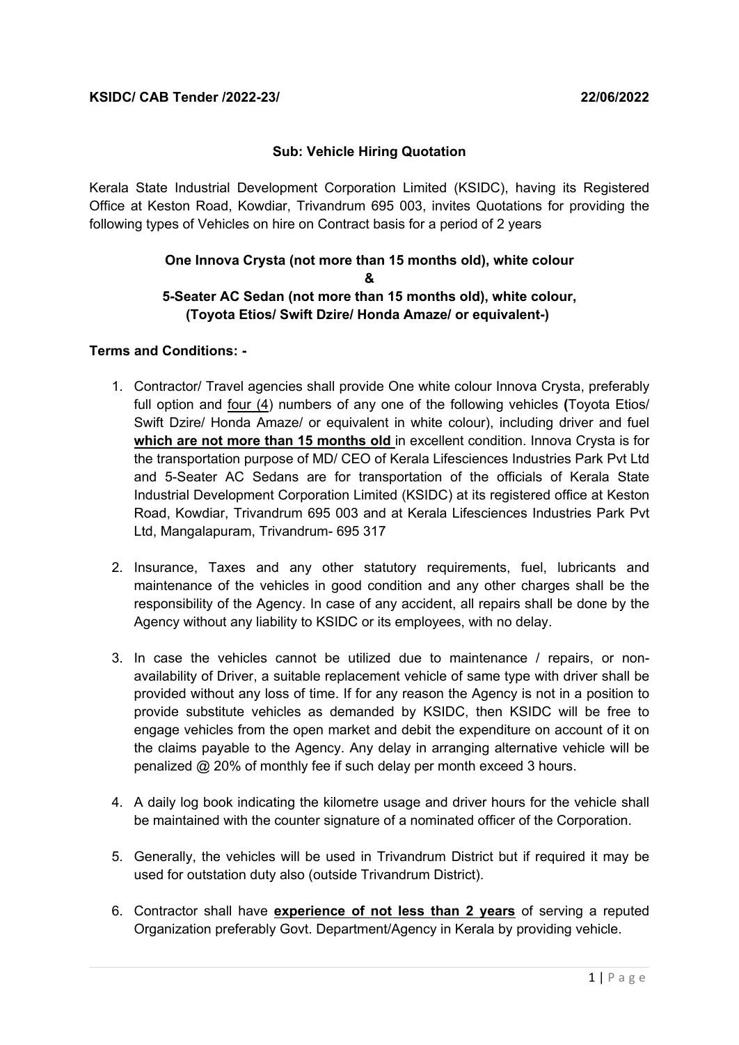**KSIDC/ CAB Tender /2022-23/** **22/06/2022**

**Sub: Vehicle Hiring Quotation**

Kerala State Industrial Development Corporation Limited (KSIDC), having its Registered Office at Keston Road, Kowdiar, Trivandrum 695 003, invites Quotations for providing the following types of Vehicles on hire on Contract basis for a period of 2 years

**One Innova Crysta (not more than 15 months old), white colour**
**&**
**5-Seater AC Sedan (not more than 15 months old), white colour, (Toyota Etios/ Swift Dzire/ Honda Amaze/ or equivalent-)**

**Terms and Conditions: -**

1. Contractor/ Travel agencies shall provide One white colour Innova Crysta, preferably full option and four (4) numbers of any one of the following vehicles **(**Toyota Etios/ Swift Dzire/ Honda Amaze/ or equivalent in white colour), including driver and fuel **which are not more than 15 months old** in excellent condition. Innova Crysta is for the transportation purpose of MD/ CEO of Kerala Lifesciences Industries Park Pvt Ltd and 5-Seater AC Sedans are for transportation of the officials of Kerala State Industrial Development Corporation Limited (KSIDC) at its registered office at Keston Road, Kowdiar, Trivandrum 695 003 and at Kerala Lifesciences Industries Park Pvt Ltd, Mangalapuram, Trivandrum- 695 317

2. Insurance, Taxes and any other statutory requirements, fuel, lubricants and maintenance of the vehicles in good condition and any other charges shall be the responsibility of the Agency. In case of any accident, all repairs shall be done by the Agency without any liability to KSIDC or its employees, with no delay.

3. In case the vehicles cannot be utilized due to maintenance / repairs, or non-availability of Driver, a suitable replacement vehicle of same type with driver shall be provided without any loss of time. If for any reason the Agency is not in a position to provide substitute vehicles as demanded by KSIDC, then KSIDC will be free to engage vehicles from the open market and debit the expenditure on account of it on the claims payable to the Agency. Any delay in arranging alternative vehicle will be penalized @ 20% of monthly fee if such delay per month exceed 3 hours.

4. A daily log book indicating the kilometre usage and driver hours for the vehicle shall be maintained with the counter signature of a nominated officer of the Corporation.

5. Generally, the vehicles will be used in Trivandrum District but if required it may be used for outstation duty also (outside Trivandrum District).

6. Contractor shall have **experience of not less than 2 years** of serving a reputed Organization preferably Govt. Department/Agency in Kerala by providing vehicle.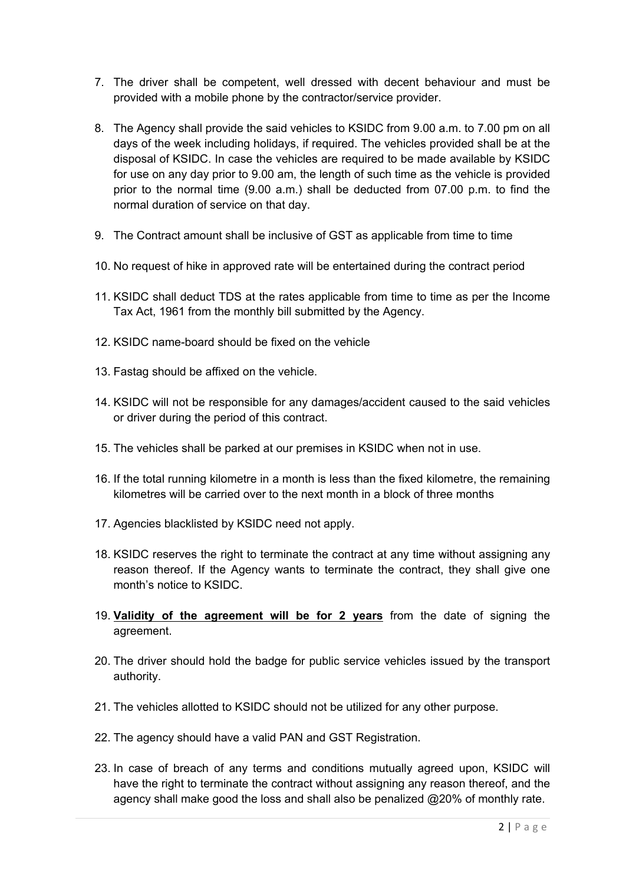7. The driver shall be competent, well dressed with decent behaviour and must be provided with a mobile phone by the contractor/service provider.

8. The Agency shall provide the said vehicles to KSIDC from 9.00 a.m. to 7.00 pm on all days of the week including holidays, if required. The vehicles provided shall be at the disposal of KSIDC. In case the vehicles are required to be made available by KSIDC for use on any day prior to 9.00 am, the length of such time as the vehicle is provided prior to the normal time (9.00 a.m.) shall be deducted from 07.00 p.m. to find the normal duration of service on that day.

9. The Contract amount shall be inclusive of GST as applicable from time to time

10. No request of hike in approved rate will be entertained during the contract period

11. KSIDC shall deduct TDS at the rates applicable from time to time as per the Income Tax Act, 1961 from the monthly bill submitted by the Agency.

12. KSIDC name-board should be fixed on the vehicle

13. Fastag should be affixed on the vehicle.

14. KSIDC will not be responsible for any damages/accident caused to the said vehicles or driver during the period of this contract.

15. The vehicles shall be parked at our premises in KSIDC when not in use.

16. If the total running kilometre in a month is less than the fixed kilometre, the remaining kilometres will be carried over to the next month in a block of three months

17. Agencies blacklisted by KSIDC need not apply.

18. KSIDC reserves the right to terminate the contract at any time without assigning any reason thereof. If the Agency wants to terminate the contract, they shall give one month's notice to KSIDC.

19. **<u>Validity of the agreement will be for 2 years</u>** from the date of signing the agreement.

20. The driver should hold the badge for public service vehicles issued by the transport authority.

21. The vehicles allotted to KSIDC should not be utilized for any other purpose.

22. The agency should have a valid PAN and GST Registration.

23. In case of breach of any terms and conditions mutually agreed upon, KSIDC will have the right to terminate the contract without assigning any reason thereof, and the agency shall make good the loss and shall also be penalized @20% of monthly rate.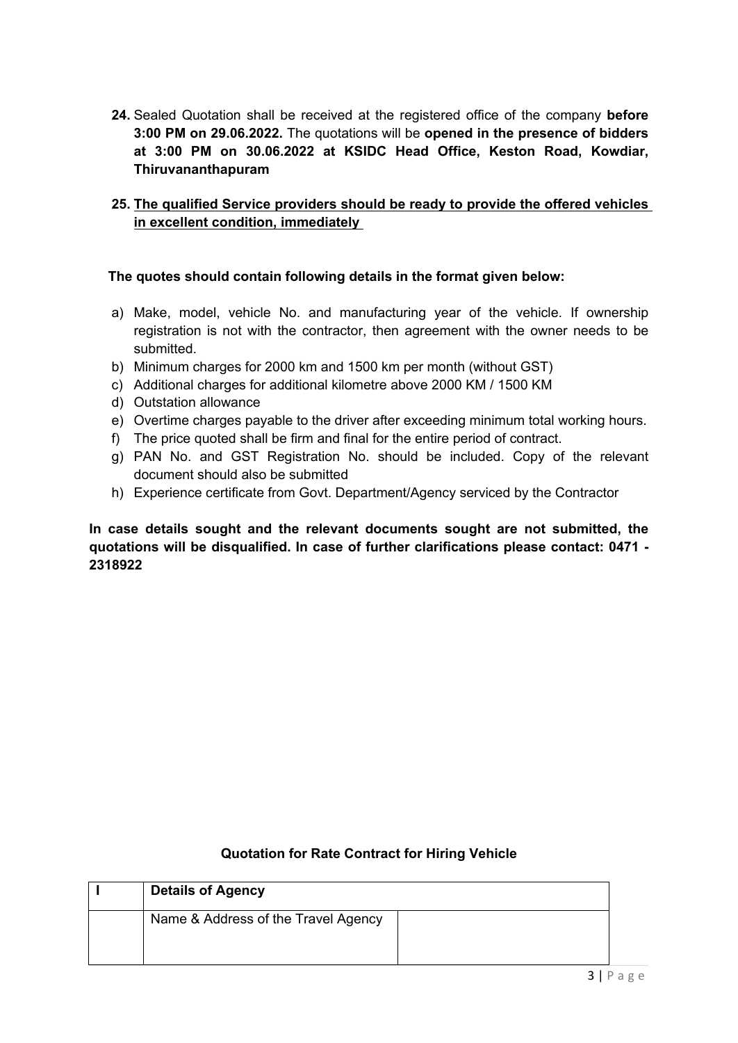24. Sealed Quotation shall be received at the registered office of the company **before 3:00 PM on 29.06.2022.** The quotations will be **opened in the presence of bidders at 3:00 PM on 30.06.2022 at KSIDC Head Office, Keston Road, Kowdiar, Thiruvananthapuram**

25. **The qualified Service providers should be ready to provide the offered vehicles in excellent condition, immediately**

**The quotes should contain following details in the format given below:**

a) Make, model, vehicle No. and manufacturing year of the vehicle. If ownership registration is not with the contractor, then agreement with the owner needs to be submitted.
b) Minimum charges for 2000 km and 1500 km per month (without GST)
c) Additional charges for additional kilometre above 2000 KM / 1500 KM
d) Outstation allowance
e) Overtime charges payable to the driver after exceeding minimum total working hours.
f) The price quoted shall be firm and final for the entire period of contract.
g) PAN No. and GST Registration No. should be included. Copy of the relevant document should also be submitted
h) Experience certificate from Govt. Department/Agency serviced by the Contractor

**In case details sought and the relevant documents sought are not submitted, the quotations will be disqualified. In case of further clarifications please contact: 0471 - 2318922**

**Quotation for Rate Contract for Hiring Vehicle**

| I | Details of Agency | |
|---|---|---|
| | Name & Address of the Travel Agency | |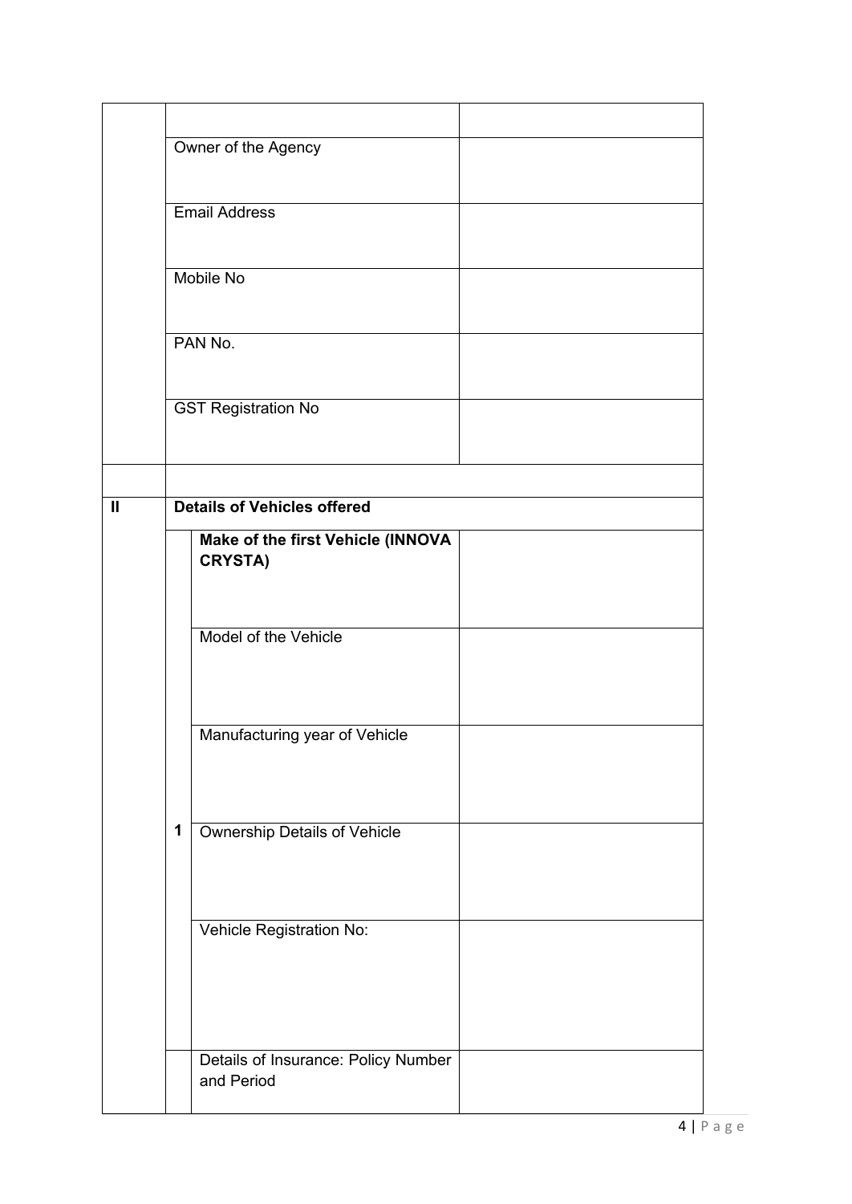| | | | |
|---|---|---|---|
| | | | |
| | Owner of the Agency | | |
| | Email Address | | |
| | Mobile No | | |
| | PAN No. | | |
| | GST Registration No | | |
| | | | |
| **II** | **Details of Vehicles offered** | | |
| | 1 | **Make of the first Vehicle (INNOVA CRYSTA)** | |
| | | Model of the Vehicle | |
| | | Manufacturing year of Vehicle | |
| | | Ownership Details of Vehicle | |
| | | Vehicle Registration No: | |
| | | Details of Insurance: Policy Number and Period | |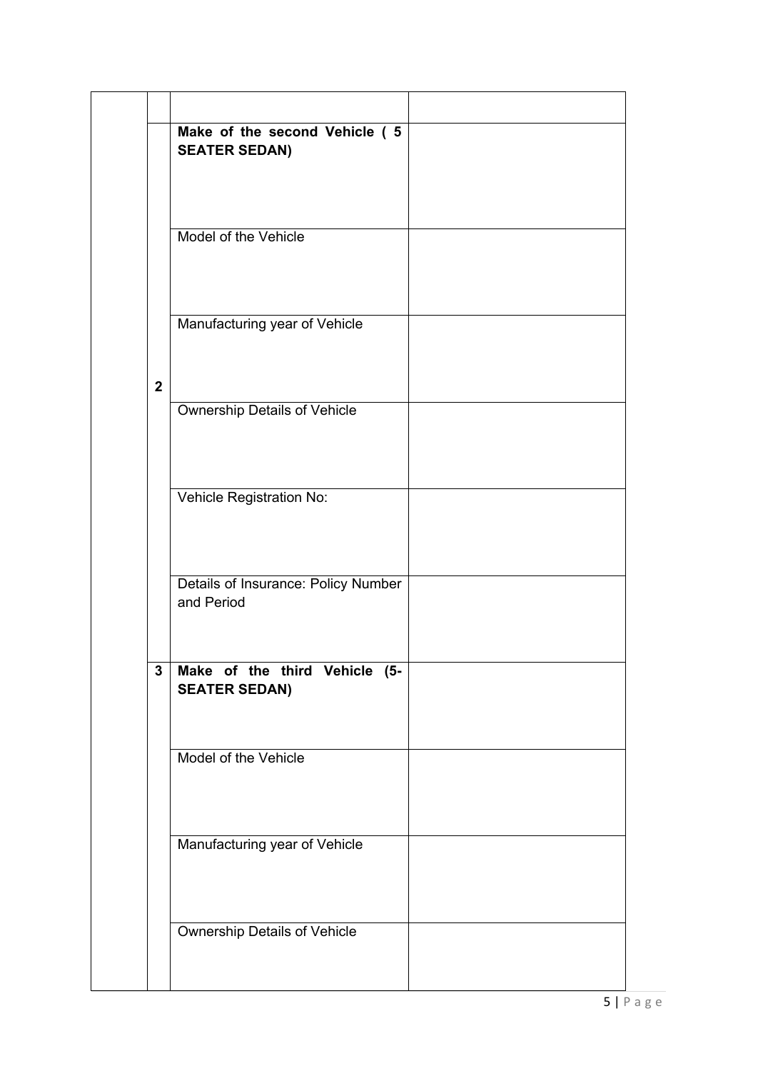| | | | |
|---|---|---|---|
| | | | |
| | 2 | **Make of the second Vehicle ( 5 SEATER SEDAN)** | |
| | | Model of the Vehicle | |
| | | Manufacturing year of Vehicle | |
| | | Ownership Details of Vehicle | |
| | | Vehicle Registration No: | |
| | | Details of Insurance: Policy Number and Period | |
| | 3 | **Make of the third Vehicle (5-SEATER SEDAN)** | |
| | | Model of the Vehicle | |
| | | Manufacturing year of Vehicle | |
| | | Ownership Details of Vehicle | |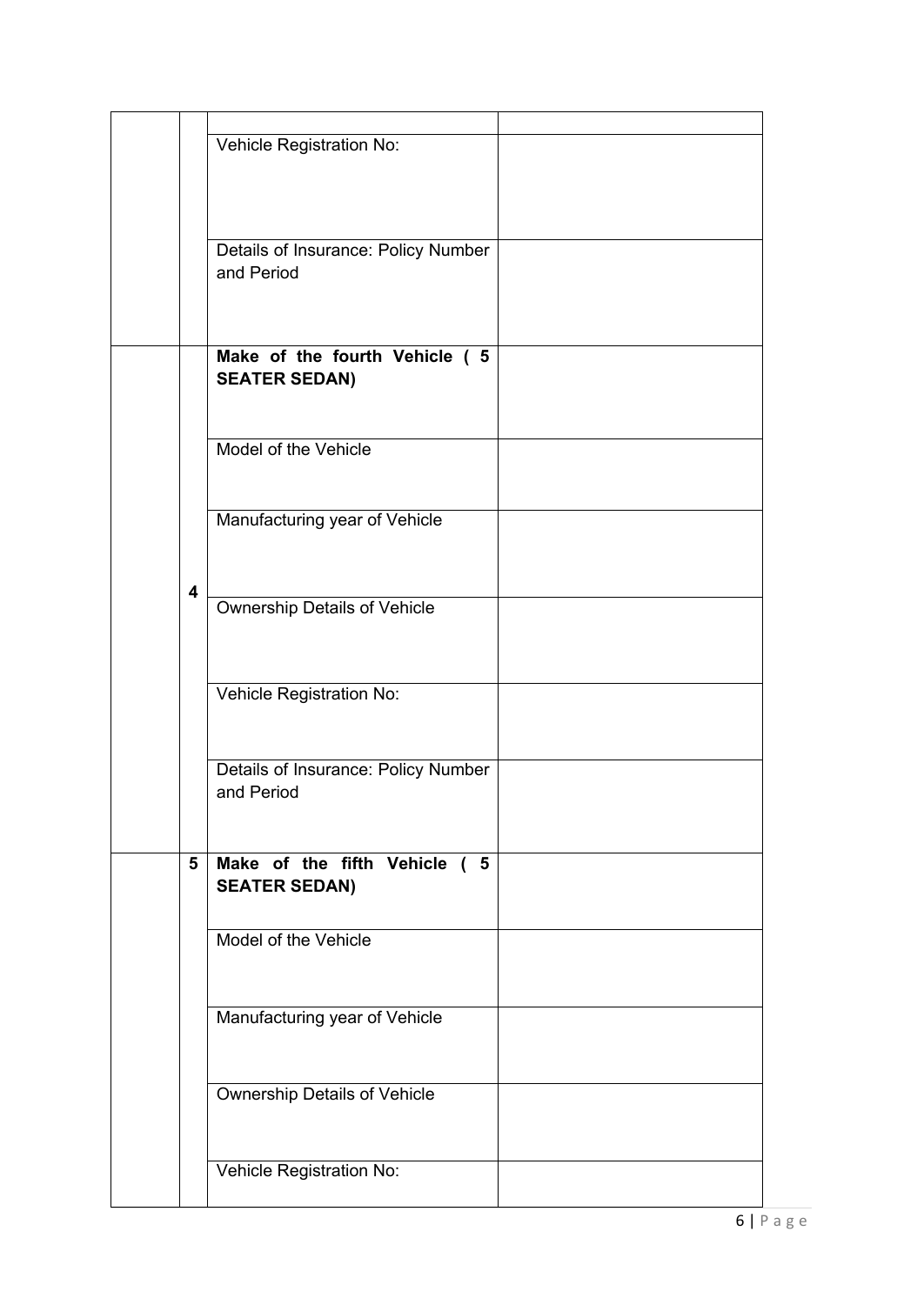| | | | |
|---|---|---|---|
| | | | |
| | | Vehicle Registration No: | |
| | | Details of Insurance: Policy Number and Period | |
| | 4 | **Make of the fourth Vehicle ( 5 SEATER SEDAN)** | |
| | | Model of the Vehicle | |
| | | Manufacturing year of Vehicle | |
| | | Ownership Details of Vehicle | |
| | | Vehicle Registration No: | |
| | | Details of Insurance: Policy Number and Period | |
| | 5 | **Make of the fifth Vehicle ( 5 SEATER SEDAN)** | |
| | | Model of the Vehicle | |
| | | Manufacturing year of Vehicle | |
| | | Ownership Details of Vehicle | |
| | | Vehicle Registration No: | |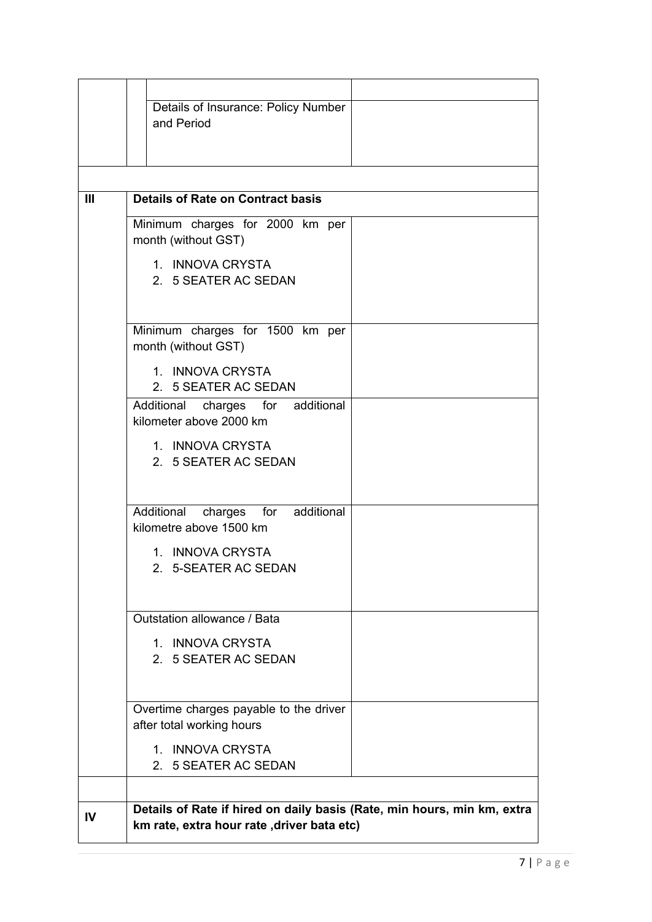| | | |
|---|---|---|
| | | |
| | Details of Insurance: Policy Number and Period | |
| | | |
| **III** | **Details of Rate on Contract basis** | |
| | Minimum charges for 2000 km per month (without GST)<br>1. INNOVA CRYSTA<br>2. 5 SEATER AC SEDAN | |
| | Minimum charges for 1500 km per month (without GST)<br>1. INNOVA CRYSTA<br>2. 5 SEATER AC SEDAN | |
| | Additional charges for additional kilometer above 2000 km<br>1. INNOVA CRYSTA<br>2. 5 SEATER AC SEDAN | |
| | Additional charges for additional kilometre above 1500 km<br>1. INNOVA CRYSTA<br>2. 5-SEATER AC SEDAN | |
| | Outstation allowance / Bata<br>1. INNOVA CRYSTA<br>2. 5 SEATER AC SEDAN | |
| | Overtime charges payable to the driver after total working hours<br>1. INNOVA CRYSTA<br>2. 5 SEATER AC SEDAN | |
| | | |
| **IV** | **Details of Rate if hired on daily basis (Rate, min hours, min km, extra km rate, extra hour rate ,driver bata etc)** | |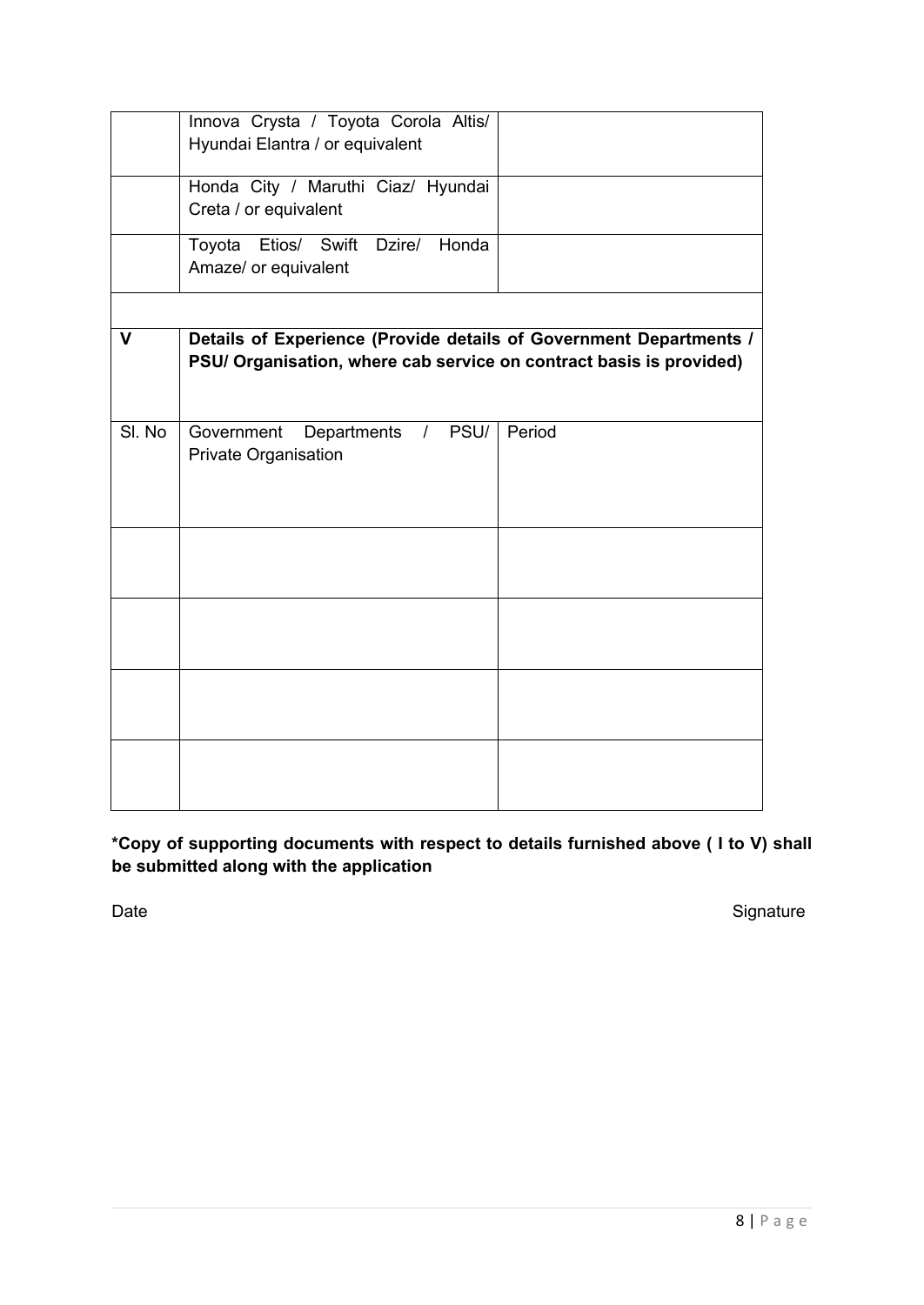| | | |
|---|---|---|
| | Innova Crysta / Toyota Corola Altis/ Hyundai Elantra / or equivalent | |
| | Honda City / Maruthi Ciaz/ Hyundai Creta / or equivalent | |
| | Toyota Etios/ Swift Dzire/ Honda Amaze/ or equivalent | |
| | | |
| **V** | **Details of Experience (Provide details of Government Departments / PSU/ Organisation, where cab service on contract basis is provided)** | |
| Sl. No | Government Departments / PSU/ Private Organisation | Period |
| | | |
| | | |
| | | |
| | | |

**\*Copy of supporting documents with respect to details furnished above ( I to V) shall be submitted along with the application**

Date

Signature